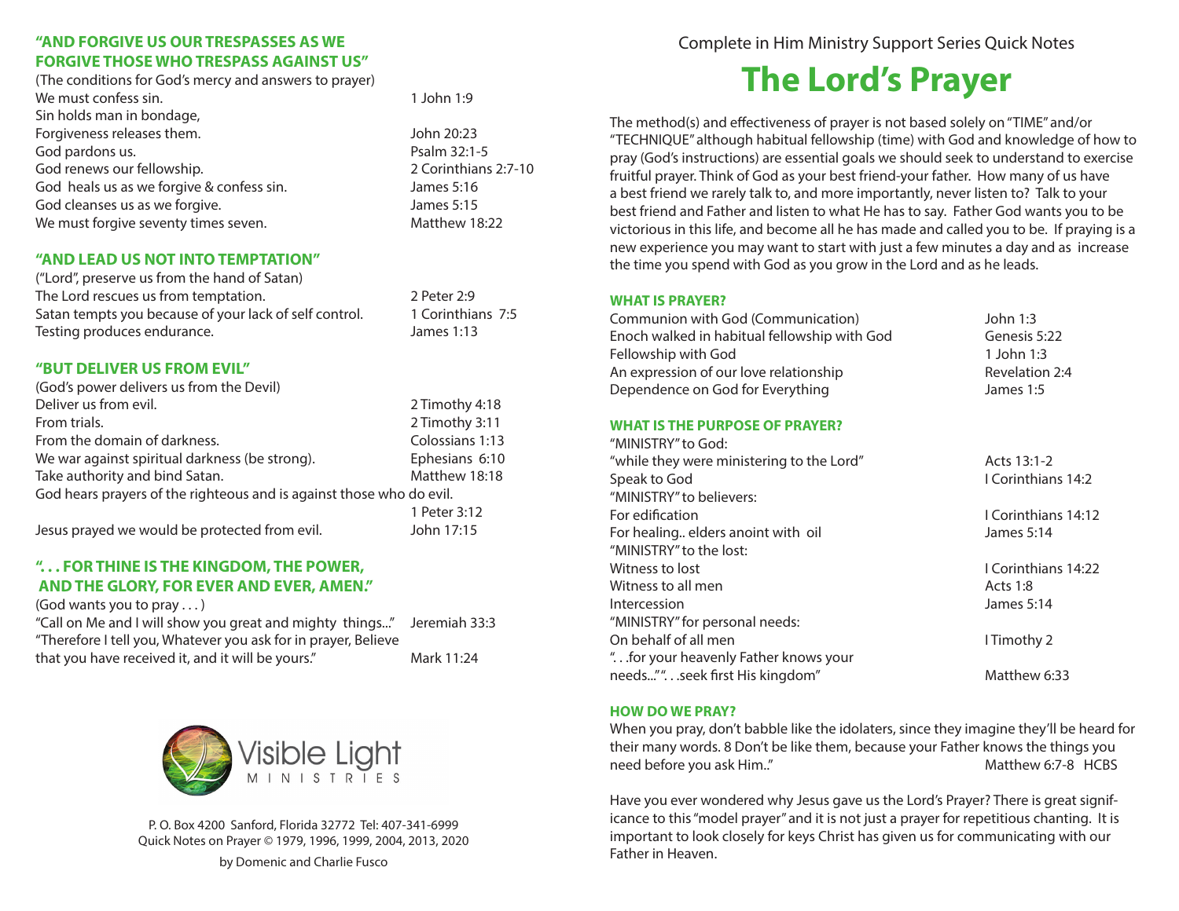Complete in Him Ministry Support Series Quick Notes

# The Lord's Prayer

The method(s) and effectiveness of prayer is not based solely on "TIME" and/or "TECHNIQUE" although habitual fellowship (time) with God and knowledge of how to pray (God's instructions) are essential goals we should seek to understand to exercise fruitful prayer. Think of God as your best friend-your father. How many of us have a best friend we rarely talk to, and more importantly, never listen to? Talk to your best friend and Father and listen to what He has to say. Father God wants you to be victorious in this life, and become all he has made and called you to be. If praying is a new experience you may want to start with just a few minutes a day and as increase the time you spend with God as you grow in the Lord and as he leads.

### WHAT IS PRAYER?

| | |
|---|---|
| Communion with God (Communication) | John 1:3 |
| Enoch walked in habitual fellowship with God | Genesis 5:22 |
| Fellowship with God | 1 John 1:3 |
| An expression of our love relationship | Revelation 2:4 |
| Dependence on God for Everything | James 1:5 |

### WHAT IS THE PURPOSE OF PRAYER?

| | |
|---|---|
| "MINISTRY" to God: | |
| "while they were ministering to the Lord" | Acts 13:1-2 |
| Speak to God | I Corinthians 14:2 |
| "MINISTRY" to believers: | |
| For edification | I Corinthians 14:12 |
| For healing.. elders anoint with oil | James 5:14 |
| "MINISTRY" to the lost: | |
| Witness to lost | I Corinthians 14:22 |
| Witness to all men | Acts 1:8 |
| Intercession | James 5:14 |
| "MINISTRY" for personal needs: | |
| On behalf of all men | I Timothy 2 |
| ". . .for your heavenly Father knows your needs..." ". . .seek first His kingdom" | Matthew 6:33 |

### HOW DO WE PRAY?

When you pray, don't babble like the idolaters, since they imagine they'll be heard for their many words. 8 Don't be like them, because your Father knows the things you need before you ask Him.." Matthew 6:7-8 HCBS

Have you ever wondered why Jesus gave us the Lord's Prayer? There is great significance to this "model prayer" and it is not just a prayer for repetitious chanting. It is important to look closely for keys Christ has given us for communicating with our Father in Heaven.

### "AND FORGIVE US OUR TRESPASSES AS WE FORGIVE THOSE WHO TRESPASS AGAINST US"

| | |
|---|---|
| (The conditions for God's mercy and answers to prayer) | |
| We must confess sin. | 1 John 1:9 |
| Sin holds man in bondage, | |
| Forgiveness releases them. | John 20:23 |
| God pardons us. | Psalm 32:1-5 |
| God renews our fellowship. | 2 Corinthians 2:7-10 |
| God heals us as we forgive & confess sin. | James 5:16 |
| God cleanses us as we forgive. | James 5:15 |
| We must forgive seventy times seven. | Matthew 18:22 |

### "AND LEAD US NOT INTO TEMPTATION"

| | |
|---|---|
| ("Lord", preserve us from the hand of Satan) | |
| The Lord rescues us from temptation. | 2 Peter 2:9 |
| Satan tempts you because of your lack of self control. | 1 Corinthians 7:5 |
| Testing produces endurance. | James 1:13 |

### "BUT DELIVER US FROM EVIL"

| | |
|---|---|
| (God's power delivers us from the Devil) | |
| Deliver us from evil. | 2 Timothy 4:18 |
| From trials. | 2 Timothy 3:11 |
| From the domain of darkness. | Colossians 1:13 |
| We war against spiritual darkness (be strong). | Ephesians 6:10 |
| Take authority and bind Satan. | Matthew 18:18 |
| God hears prayers of the righteous and is against those who do evil. | 1 Peter 3:12 |
| Jesus prayed we would be protected from evil. | John 17:15 |

### ". . . FOR THINE IS THE KINGDOM, THE POWER, AND THE GLORY, FOR EVER AND EVER, AMEN."

| | |
|---|---|
| (God wants you to pray . . . ) | |
| "Call on Me and I will show you great and mighty things..." | Jeremiah 33:3 |
| "Therefore I tell you, Whatever you ask for in prayer, Believe that you have received it, and it will be yours." | Mark 11:24 |

Visible Light MINISTRIES

P. O. Box 4200 Sanford, Florida 32772 Tel: 407-341-6999
Quick Notes on Prayer © 1979, 1996, 1999, 2004, 2013, 2020

by Domenic and Charlie Fusco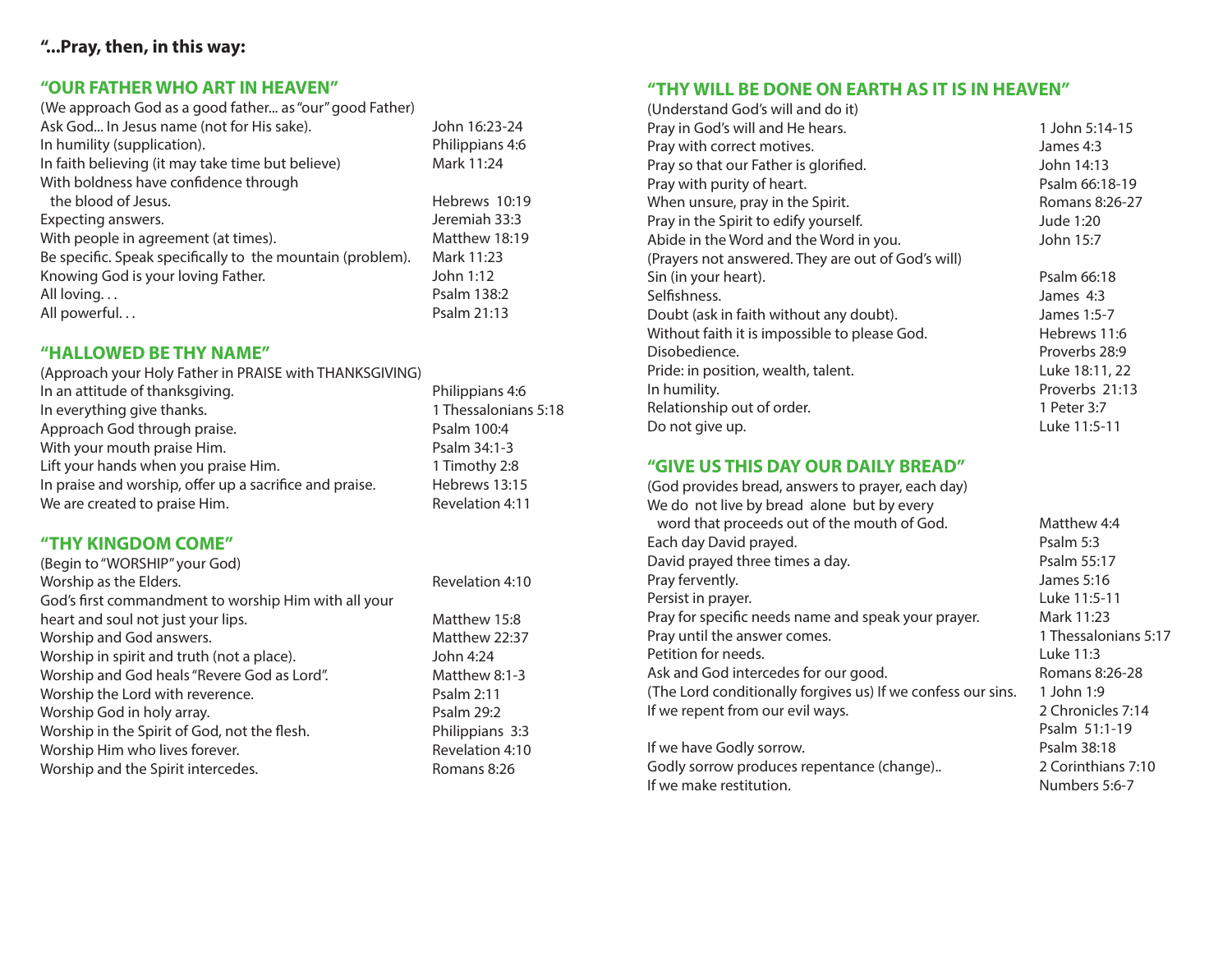**"...Pray, then, in this way:**

## "OUR FATHER WHO ART IN HEAVEN"

| | |
|---|---|
| (We approach God as a good father... as "our" good Father) | |
| Ask God... In Jesus name (not for His sake). | John 16:23-24 |
| In humility (supplication). | Philippians 4:6 |
| In faith believing (it may take time but believe) | Mark 11:24 |
| With boldness have confidence through the blood of Jesus. | Hebrews 10:19 |
| Expecting answers. | Jeremiah 33:3 |
| With people in agreement (at times). | Matthew 18:19 |
| Be specific. Speak specifically to the mountain (problem). | Mark 11:23 |
| Knowing God is your loving Father. | John 1:12 |
| All loving. . . | Psalm 138:2 |
| All powerful. . . | Psalm 21:13 |

## "HALLOWED BE THY NAME"

| | |
|---|---|
| (Approach your Holy Father in PRAISE with THANKSGIVING) | |
| In an attitude of thanksgiving. | Philippians 4:6 |
| In everything give thanks. | 1 Thessalonians 5:18 |
| Approach God through praise. | Psalm 100:4 |
| With your mouth praise Him. | Psalm 34:1-3 |
| Lift your hands when you praise Him. | 1 Timothy 2:8 |
| In praise and worship, offer up a sacrifice and praise. | Hebrews 13:15 |
| We are created to praise Him. | Revelation 4:11 |

## "THY KINGDOM COME"

| | |
|---|---|
| (Begin to "WORSHIP" your God) | |
| Worship as the Elders. | Revelation 4:10 |
| God's first commandment to worship Him with all your heart and soul not just your lips. | Matthew 15:8 |
| Worship and God answers. | Matthew 22:37 |
| Worship in spirit and truth (not a place). | John 4:24 |
| Worship and God heals "Revere God as Lord". | Matthew 8:1-3 |
| Worship the Lord with reverence. | Psalm 2:11 |
| Worship God in holy array. | Psalm 29:2 |
| Worship in the Spirit of God, not the flesh. | Philippians 3:3 |
| Worship Him who lives forever. | Revelation 4:10 |
| Worship and the Spirit intercedes. | Romans 8:26 |

## "THY WILL BE DONE ON EARTH AS IT IS IN HEAVEN"

| | |
|---|---|
| (Understand God's will and do it) | |
| Pray in God's will and He hears. | 1 John 5:14-15 |
| Pray with correct motives. | James 4:3 |
| Pray so that our Father is glorified. | John 14:13 |
| Pray with purity of heart. | Psalm 66:18-19 |
| When unsure, pray in the Spirit. | Romans 8:26-27 |
| Pray in the Spirit to edify yourself. | Jude 1:20 |
| Abide in the Word and the Word in you. | John 15:7 |
| (Prayers not answered. They are out of God's will) | |
| Sin (in your heart). | Psalm 66:18 |
| Selfishness. | James 4:3 |
| Doubt (ask in faith without any doubt). | James 1:5-7 |
| Without faith it is impossible to please God. | Hebrews 11:6 |
| Disobedience. | Proverbs 28:9 |
| Pride: in position, wealth, talent. | Luke 18:11, 22 |
| In humility. | Proverbs 21:13 |
| Relationship out of order. | 1 Peter 3:7 |
| Do not give up. | Luke 11:5-11 |

## "GIVE US THIS DAY OUR DAILY BREAD"

| | |
|---|---|
| (God provides bread, answers to prayer, each day) | |
| We do not live by bread alone but by every word that proceeds out of the mouth of God. | Matthew 4:4 |
| Each day David prayed. | Psalm 5:3 |
| David prayed three times a day. | Psalm 55:17 |
| Pray fervently. | James 5:16 |
| Persist in prayer. | Luke 11:5-11 |
| Pray for specific needs name and speak your prayer. | Mark 11:23 |
| Pray until the answer comes. | 1 Thessalonians 5:17 |
| Petition for needs. | Luke 11:3 |
| Ask and God intercedes for our good. | Romans 8:26-28 |
| (The Lord conditionally forgives us) If we confess our sins. | 1 John 1:9 |
| If we repent from our evil ways. | 2 Chronicles 7:14<br>Psalm 51:1-19 |
| If we have Godly sorrow. | Psalm 38:18 |
| Godly sorrow produces repentance (change).. | 2 Corinthians 7:10 |
| If we make restitution. | Numbers 5:6-7 |